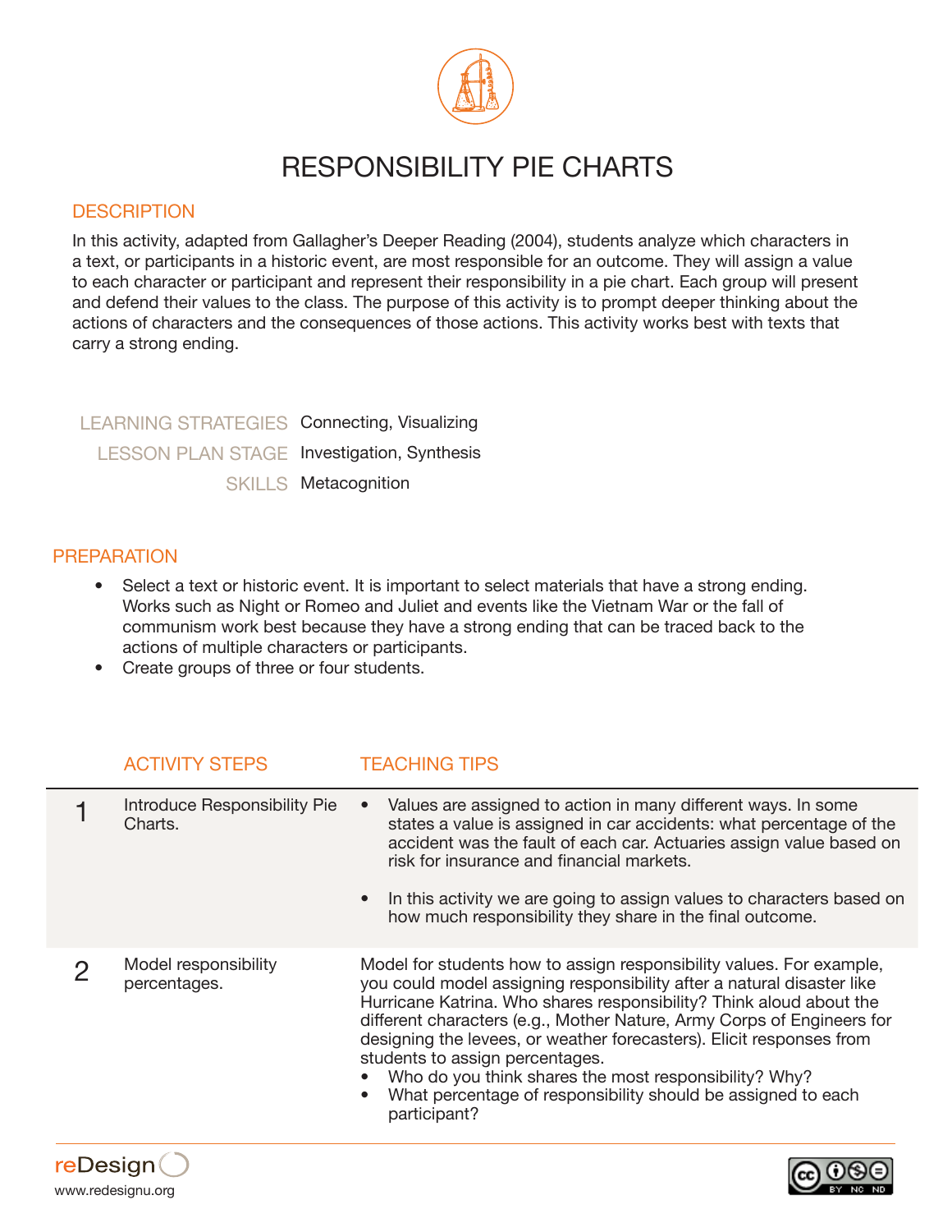# RESPONSIBILITY PIE CHARTS

## DESCRIPTION

In this activity, adapted from Gallagher's Deeper Reading (2004), students analyze which characters in a text, or participants in a historic event, are most responsible for an outcome. They will assign a value to each character or participant and represent their responsibility in a pie chart. Each group will present and defend their values to the class. The purpose of this activity is to prompt deeper thinking about the actions of characters and the consequences of those actions. This activity works best with texts that carry a strong ending.

| | |
|---|---|
| LEARNING STRATEGIES | Connecting, Visualizing |
| LESSON PLAN STAGE | Investigation, Synthesis |
| SKILLS | Metacognition |

## PREPARATION

- Select a text or historic event. It is important to select materials that have a strong ending. Works such as Night or Romeo and Juliet and events like the Vietnam War or the fall of communism work best because they have a strong ending that can be traced back to the actions of multiple characters or participants.
- Create groups of three or four students.

| | ACTIVITY STEPS | TEACHING TIPS |
|---|---|---|
| 1 | Introduce Responsibility Pie Charts. | • Values are assigned to action in many different ways. In some states a value is assigned in car accidents: what percentage of the accident was the fault of each car. Actuaries assign value based on risk for insurance and financial markets.<br>• In this activity we are going to assign values to characters based on how much responsibility they share in the final outcome. |
| 2 | Model responsibility percentages. | Model for students how to assign responsibility values. For example, you could model assigning responsibility after a natural disaster like Hurricane Katrina. Who shares responsibility? Think aloud about the different characters (e.g., Mother Nature, Army Corps of Engineers for designing the levees, or weather forecasters). Elicit responses from students to assign percentages.<br>• Who do you think shares the most responsibility? Why?<br>• What percentage of responsibility should be assigned to each participant? |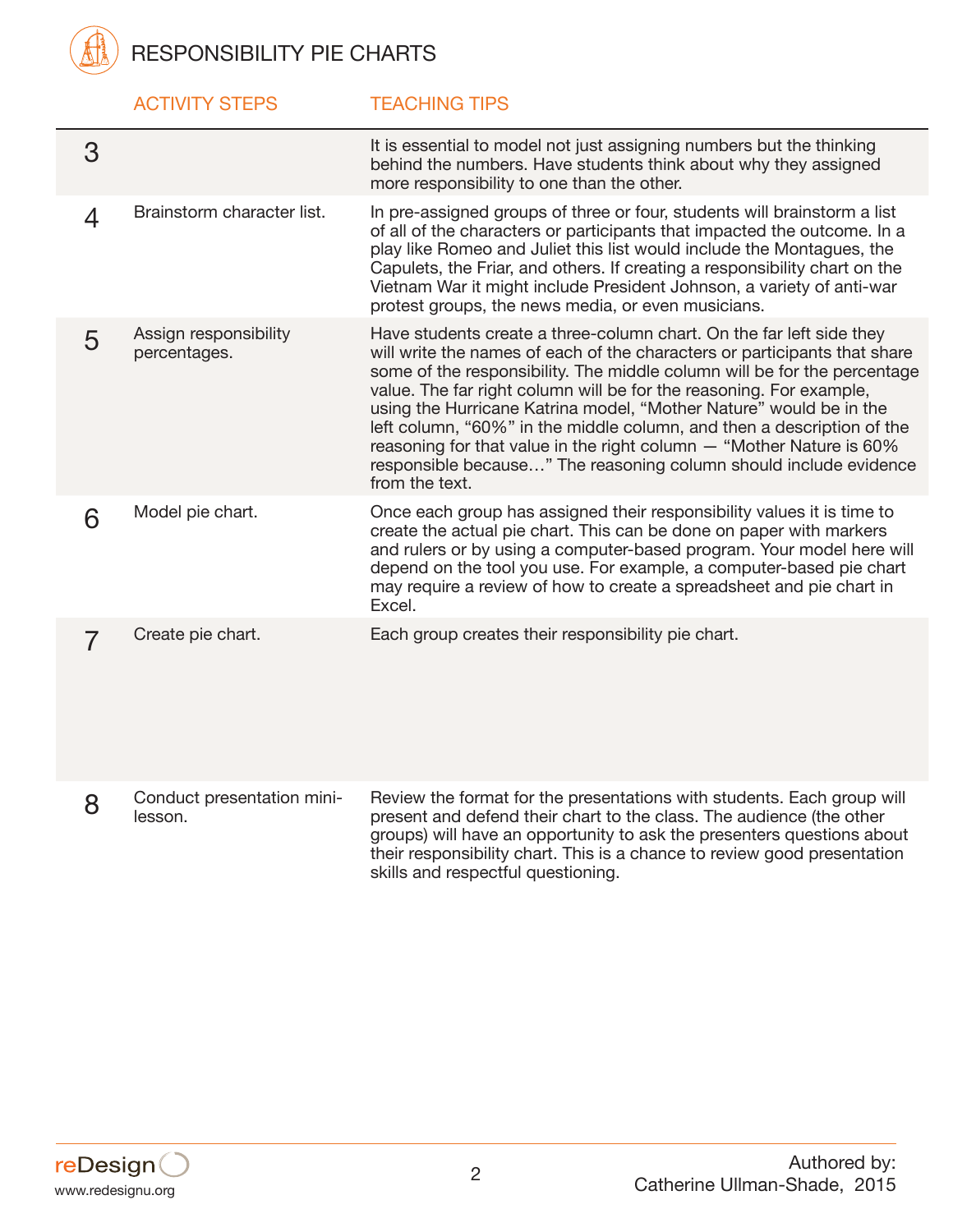# RESPONSIBILITY PIE CHARTS

| | ACTIVITY STEPS | TEACHING TIPS |
|---|---|---|
| 3 | | It is essential to model not just assigning numbers but the thinking behind the numbers. Have students think about why they assigned more responsibility to one than the other. |
| 4 | Brainstorm character list. | In pre-assigned groups of three or four, students will brainstorm a list of all of the characters or participants that impacted the outcome. In a play like Romeo and Juliet this list would include the Montagues, the Capulets, the Friar, and others. If creating a responsibility chart on the Vietnam War it might include President Johnson, a variety of anti-war protest groups, the news media, or even musicians. |
| 5 | Assign responsibility percentages. | Have students create a three-column chart. On the far left side they will write the names of each of the characters or participants that share some of the responsibility. The middle column will be for the percentage value. The far right column will be for the reasoning. For example, using the Hurricane Katrina model, "Mother Nature" would be in the left column, "60%" in the middle column, and then a description of the reasoning for that value in the right column — "Mother Nature is 60% responsible because…" The reasoning column should include evidence from the text. |
| 6 | Model pie chart. | Once each group has assigned their responsibility values it is time to create the actual pie chart. This can be done on paper with markers and rulers or by using a computer-based program. Your model here will depend on the tool you use. For example, a computer-based pie chart may require a review of how to create a spreadsheet and pie chart in Excel. |
| 7 | Create pie chart. | Each group creates their responsibility pie chart. |
| 8 | Conduct presentation mini-lesson. | Review the format for the presentations with students. Each group will present and defend their chart to the class. The audience (the other groups) will have an opportunity to ask the presenters questions about their responsibility chart. This is a chance to review good presentation skills and respectful questioning. |

reDesign
www.redesignu.org

Authored by:
Catherine Ullman-Shade, 2015